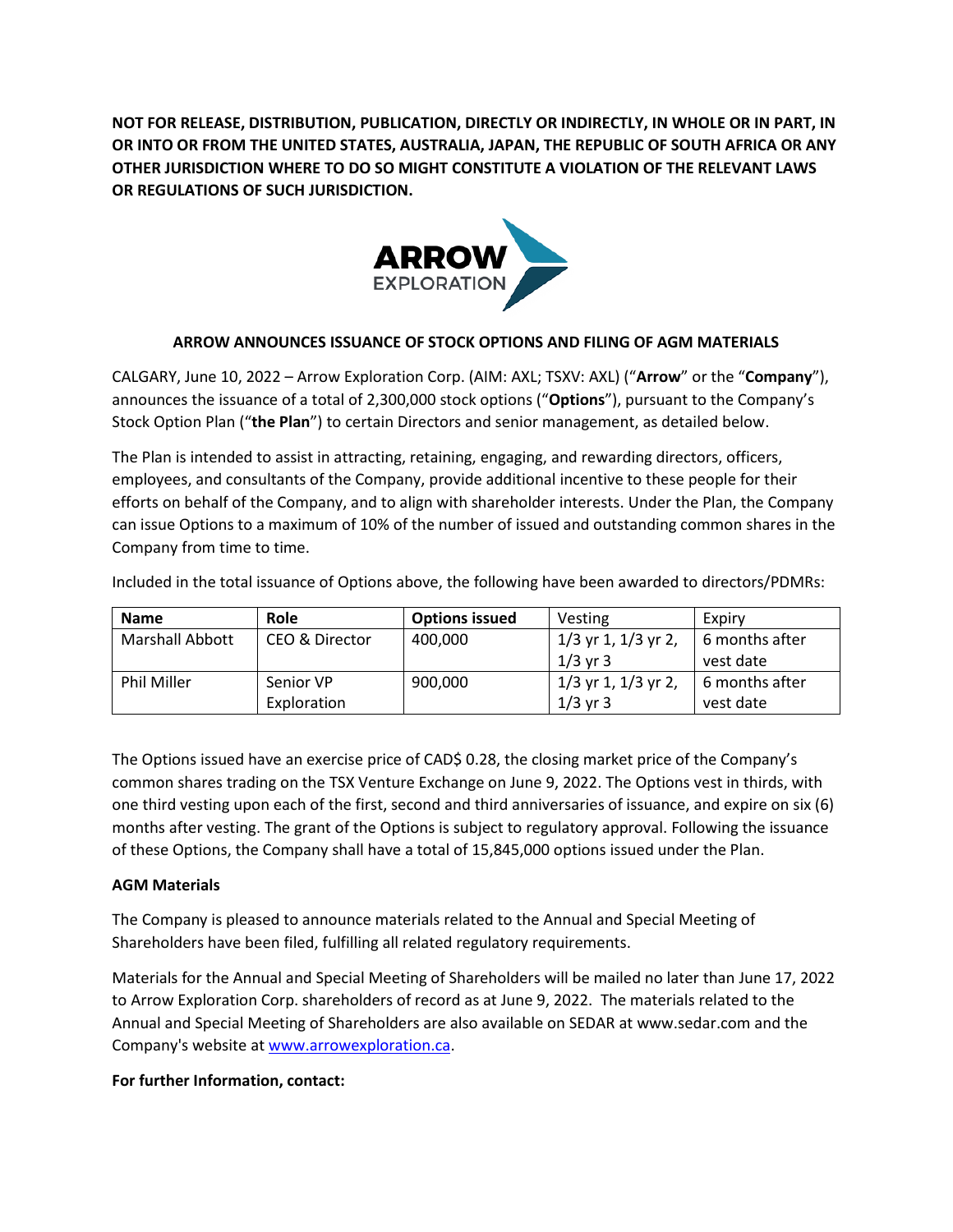**NOT FOR RELEASE, DISTRIBUTION, PUBLICATION, DIRECTLY OR INDIRECTLY, IN WHOLE OR IN PART, IN OR INTO OR FROM THE UNITED STATES, AUSTRALIA, JAPAN, THE REPUBLIC OF SOUTH AFRICA OR ANY OTHER JURISDICTION WHERE TO DO SO MIGHT CONSTITUTE A VIOLATION OF THE RELEVANT LAWS OR REGULATIONS OF SUCH JURISDICTION.**

# ARROW ANNOUNCES ISSUANCE OF STOCK OPTIONS AND FILING OF AGM MATERIALS

CALGARY, June 10, 2022 – Arrow Exploration Corp. (AIM: AXL; TSXV: AXL) ("**Arrow**" or the "**Company**"), announces the issuance of a total of 2,300,000 stock options ("**Options**"), pursuant to the Company's Stock Option Plan ("**the Plan**") to certain Directors and senior management, as detailed below.

The Plan is intended to assist in attracting, retaining, engaging, and rewarding directors, officers, employees, and consultants of the Company, provide additional incentive to these people for their efforts on behalf of the Company, and to align with shareholder interests. Under the Plan, the Company can issue Options to a maximum of 10% of the number of issued and outstanding common shares in the Company from time to time.

Included in the total issuance of Options above, the following have been awarded to directors/PDMRs:

| **Name** | **Role** | **Options issued** | Vesting | Expiry |
|---|---|---|---|---|
| Marshall Abbott | CEO & Director | 400,000 | 1/3 yr 1, 1/3 yr 2, 1/3 yr 3 | 6 months after vest date |
| Phil Miller | Senior VP Exploration | 900,000 | 1/3 yr 1, 1/3 yr 2, 1/3 yr 3 | 6 months after vest date |

The Options issued have an exercise price of CAD$ 0.28, the closing market price of the Company's common shares trading on the TSX Venture Exchange on June 9, 2022. The Options vest in thirds, with one third vesting upon each of the first, second and third anniversaries of issuance, and expire on six (6) months after vesting. The grant of the Options is subject to regulatory approval. Following the issuance of these Options, the Company shall have a total of 15,845,000 options issued under the Plan.

**AGM Materials**

The Company is pleased to announce materials related to the Annual and Special Meeting of Shareholders have been filed, fulfilling all related regulatory requirements.

Materials for the Annual and Special Meeting of Shareholders will be mailed no later than June 17, 2022 to Arrow Exploration Corp. shareholders of record as at June 9, 2022. The materials related to the Annual and Special Meeting of Shareholders are also available on SEDAR at www.sedar.com and the Company's website at www.arrowexploration.ca.

**For further Information, contact:**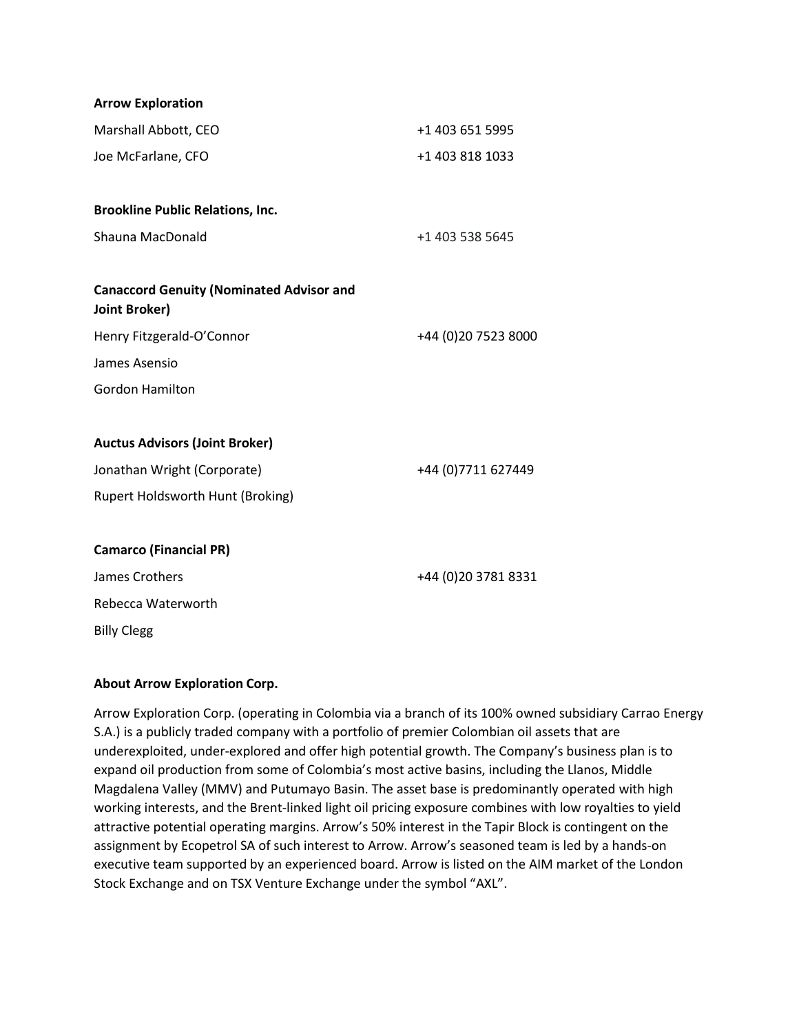**Arrow Exploration**

| | |
|---|---|
| Marshall Abbott, CEO | +1 403 651 5995 |
| Joe McFarlane, CFO | +1 403 818 1033 |

**Brookline Public Relations, Inc.**

| | |
|---|---|
| Shauna MacDonald | +1 403 538 5645 |

**Canaccord Genuity (Nominated Advisor and Joint Broker)**

| | |
|---|---|
| Henry Fitzgerald-O'Connor | +44 (0)20 7523 8000 |
| James Asensio | |
| Gordon Hamilton | |

**Auctus Advisors (Joint Broker)**

| | |
|---|---|
| Jonathan Wright (Corporate) | +44 (0)7711 627449 |
| Rupert Holdsworth Hunt (Broking) | |

**Camarco (Financial PR)**

| | |
|---|---|
| James Crothers | +44 (0)20 3781 8331 |
| Rebecca Waterworth | |
| Billy Clegg | |

**About Arrow Exploration Corp.**

Arrow Exploration Corp. (operating in Colombia via a branch of its 100% owned subsidiary Carrao Energy S.A.) is a publicly traded company with a portfolio of premier Colombian oil assets that are underexploited, under-explored and offer high potential growth. The Company's business plan is to expand oil production from some of Colombia's most active basins, including the Llanos, Middle Magdalena Valley (MMV) and Putumayo Basin. The asset base is predominantly operated with high working interests, and the Brent-linked light oil pricing exposure combines with low royalties to yield attractive potential operating margins. Arrow's 50% interest in the Tapir Block is contingent on the assignment by Ecopetrol SA of such interest to Arrow. Arrow's seasoned team is led by a hands-on executive team supported by an experienced board. Arrow is listed on the AIM market of the London Stock Exchange and on TSX Venture Exchange under the symbol "AXL".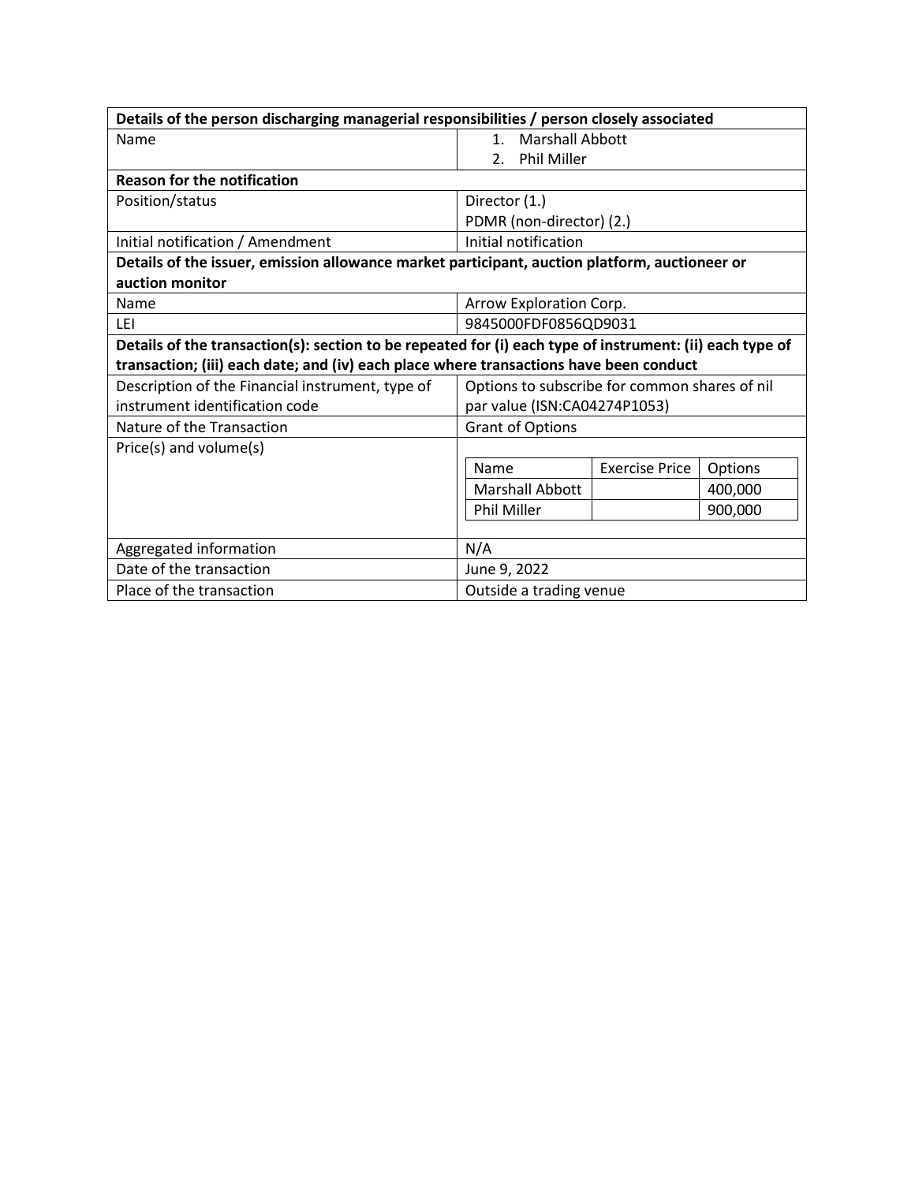| Details of the person discharging managerial responsibilities / person closely associated | |
|---|---|
| Name | 1. Marshall Abbott<br>2. Phil Miller |
| **Reason for the notification** | |
| Position/status | Director (1.)<br>PDMR (non-director) (2.) |
| Initial notification / Amendment | Initial notification |
| **Details of the issuer, emission allowance market participant, auction platform, auctioneer or auction monitor** | |
| Name | Arrow Exploration Corp. |
| LEI | 9845000FDF0856QD9031 |
| **Details of the transaction(s): section to be repeated for (i) each type of instrument: (ii) each type of transaction; (iii) each date; and (iv) each place where transactions have been conduct** | |
| Description of the Financial instrument, type of instrument identification code | Options to subscribe for common shares of nil par value (ISN:CA04274P1053) |
| Nature of the Transaction | Grant of Options |
| Price(s) and volume(s) | |
| Aggregated information | N/A |
| Date of the transaction | June 9, 2022 |
| Place of the transaction | Outside a trading venue |

Price(s) and volume(s):

| Name | Exercise Price | Options |
|---|---|---|
| Marshall Abbott | | 400,000 |
| Phil Miller | | 900,000 |